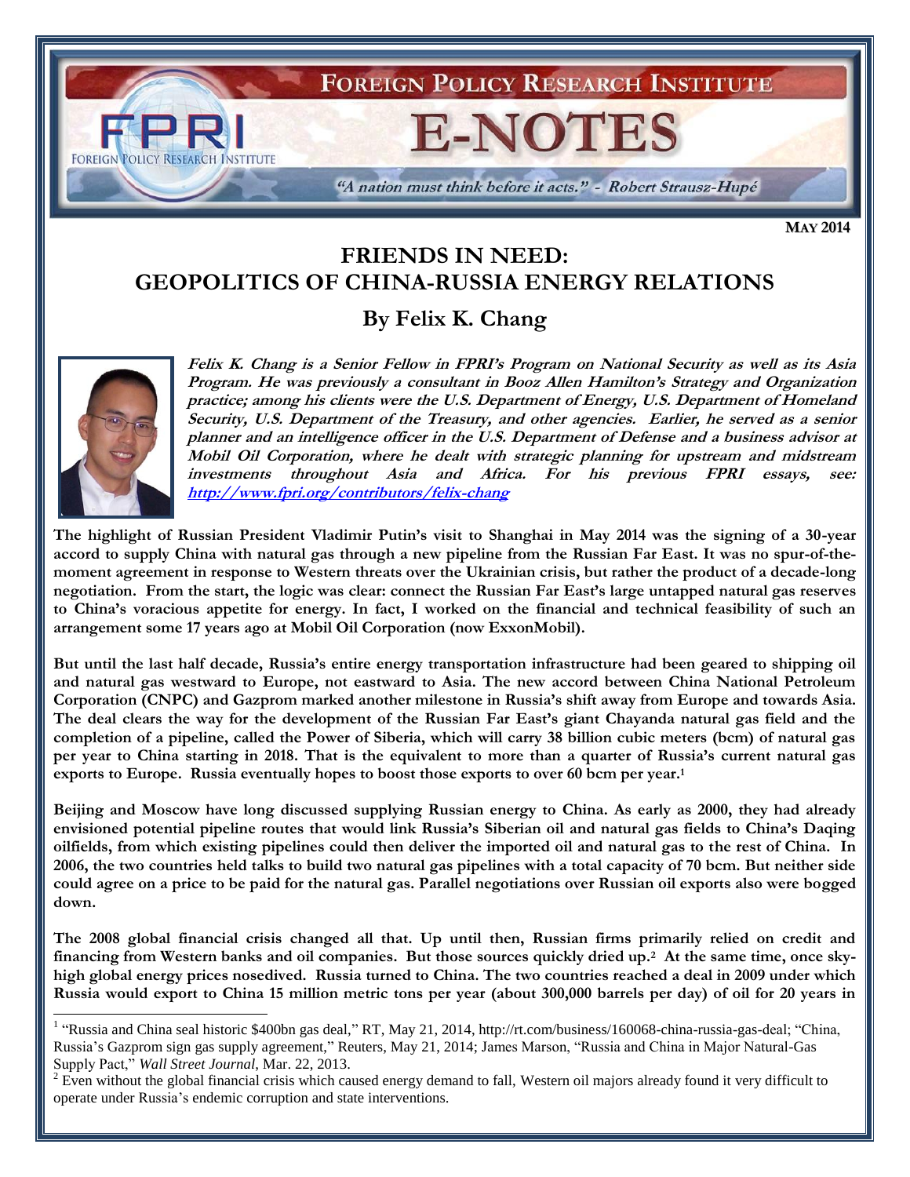FOREIGN POLICY RESEARCH INSTITUTE

E-NOTES

"A nation must think before it acts." - Robert Strausz-Hupé

**MAY 2014**

# FRIENDS IN NEED: GEOPOLITICS OF CHINA-RUSSIA ENERGY RELATIONS

## By Felix K. Chang

***Felix K. Chang is a Senior Fellow in FPRI's Program on National Security as well as its Asia Program. He was previously a consultant in Booz Allen Hamilton's Strategy and Organization practice; among his clients were the U.S. Department of Energy, U.S. Department of Homeland Security, U.S. Department of the Treasury, and other agencies. Earlier, he served as a senior planner and an intelligence officer in the U.S. Department of Defense and a business advisor at Mobil Oil Corporation, where he dealt with strategic planning for upstream and midstream investments throughout Asia and Africa. For his previous FPRI essays, see: http://www.fpri.org/contributors/felix-chang***

**The highlight of Russian President Vladimir Putin's visit to Shanghai in May 2014 was the signing of a 30-year accord to supply China with natural gas through a new pipeline from the Russian Far East. It was no spur-of-the-moment agreement in response to Western threats over the Ukrainian crisis, but rather the product of a decade-long negotiation. From the start, the logic was clear: connect the Russian Far East's large untapped natural gas reserves to China's voracious appetite for energy. In fact, I worked on the financial and technical feasibility of such an arrangement some 17 years ago at Mobil Oil Corporation (now ExxonMobil).**

**But until the last half decade, Russia's entire energy transportation infrastructure had been geared to shipping oil and natural gas westward to Europe, not eastward to Asia. The new accord between China National Petroleum Corporation (CNPC) and Gazprom marked another milestone in Russia's shift away from Europe and towards Asia. The deal clears the way for the development of the Russian Far East's giant Chayanda natural gas field and the completion of a pipeline, called the Power of Siberia, which will carry 38 billion cubic meters (bcm) of natural gas per year to China starting in 2018. That is the equivalent to more than a quarter of Russia's current natural gas exports to Europe. Russia eventually hopes to boost those exports to over 60 bcm per year.[1]**

**Beijing and Moscow have long discussed supplying Russian energy to China. As early as 2000, they had already envisioned potential pipeline routes that would link Russia's Siberian oil and natural gas fields to China's Daqing oilfields, from which existing pipelines could then deliver the imported oil and natural gas to the rest of China. In 2006, the two countries held talks to build two natural gas pipelines with a total capacity of 70 bcm. But neither side could agree on a price to be paid for the natural gas. Parallel negotiations over Russian oil exports also were bogged down.**

**The 2008 global financial crisis changed all that. Up until then, Russian firms primarily relied on credit and financing from Western banks and oil companies. But those sources quickly dried up.[2] At the same time, once sky-high global energy prices nosedived. Russia turned to China. The two countries reached a deal in 2009 under which Russia would export to China 15 million metric tons per year (about 300,000 barrels per day) of oil for 20 years in**

---

[1] "Russia and China seal historic $400bn gas deal," RT, May 21, 2014, http://rt.com/business/160068-china-russia-gas-deal; "China, Russia's Gazprom sign gas supply agreement," Reuters, May 21, 2014; James Marson, "Russia and China in Major Natural-Gas Supply Pact," *Wall Street Journal*, Mar. 22, 2013.

[2] Even without the global financial crisis which caused energy demand to fall, Western oil majors already found it very difficult to operate under Russia's endemic corruption and state interventions.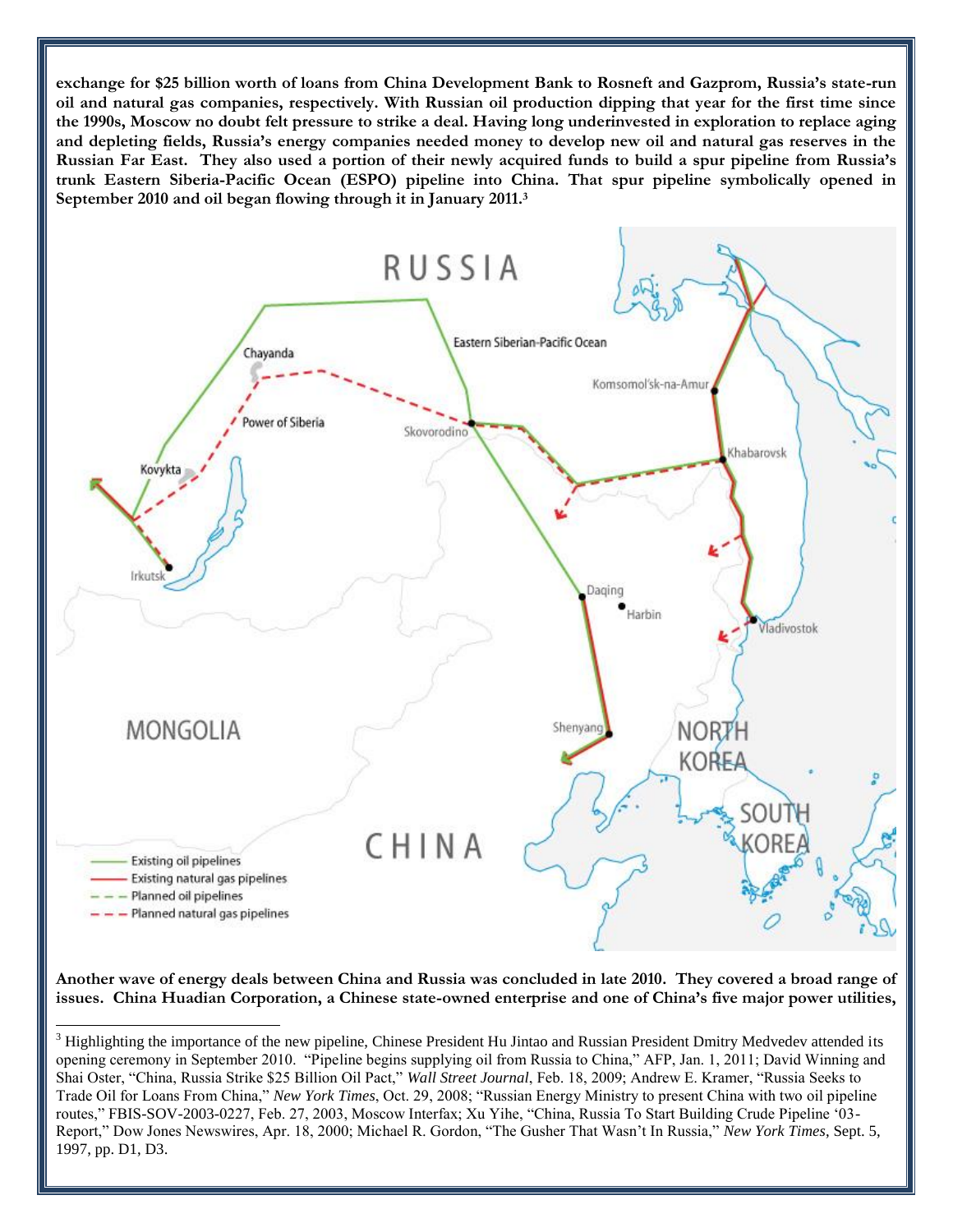**exchange for $25 billion worth of loans from China Development Bank to Rosneft and Gazprom, Russia's state-run oil and natural gas companies, respectively. With Russian oil production dipping that year for the first time since the 1990s, Moscow no doubt felt pressure to strike a deal. Having long underinvested in exploration to replace aging and depleting fields, Russia's energy companies needed money to develop new oil and natural gas reserves in the Russian Far East. They also used a portion of their newly acquired funds to build a spur pipeline from Russia's trunk Eastern Siberia-Pacific Ocean (ESPO) pipeline into China. That spur pipeline symbolically opened in September 2010 and oil began flowing through it in January 2011.[3]**

RUSSIA

Eastern Siberian-Pacific Ocean

Chayanda

Power of Siberia

Skovorodino

Komsomol'sk-na-Amur

Khabarovsk

Kovykta

Irkutsk

Daqing

Harbin

Vladivostok

MONGOLIA

Shenyang

NORTH KOREA

SOUTH KOREA

CHINA

Existing oil pipelines

Existing natural gas pipelines

Planned oil pipelines

Planned natural gas pipelines

**Another wave of energy deals between China and Russia was concluded in late 2010. They covered a broad range of issues. China Huadian Corporation, a Chinese state-owned enterprise and one of China's five major power utilities,**

[3] Highlighting the importance of the new pipeline, Chinese President Hu Jintao and Russian President Dmitry Medvedev attended its opening ceremony in September 2010. "Pipeline begins supplying oil from Russia to China," AFP, Jan. 1, 2011; David Winning and Shai Oster, "China, Russia Strike $25 Billion Oil Pact," *Wall Street Journal*, Feb. 18, 2009; Andrew E. Kramer, "Russia Seeks to Trade Oil for Loans From China," *New York Times*, Oct. 29, 2008; "Russian Energy Ministry to present China with two oil pipeline routes," FBIS-SOV-2003-0227, Feb. 27, 2003, Moscow Interfax; Xu Yihe, "China, Russia To Start Building Crude Pipeline '03-Report," Dow Jones Newswires, Apr. 18, 2000; Michael R. Gordon, "The Gusher That Wasn't In Russia," *New York Times*, Sept. 5, 1997, pp. D1, D3.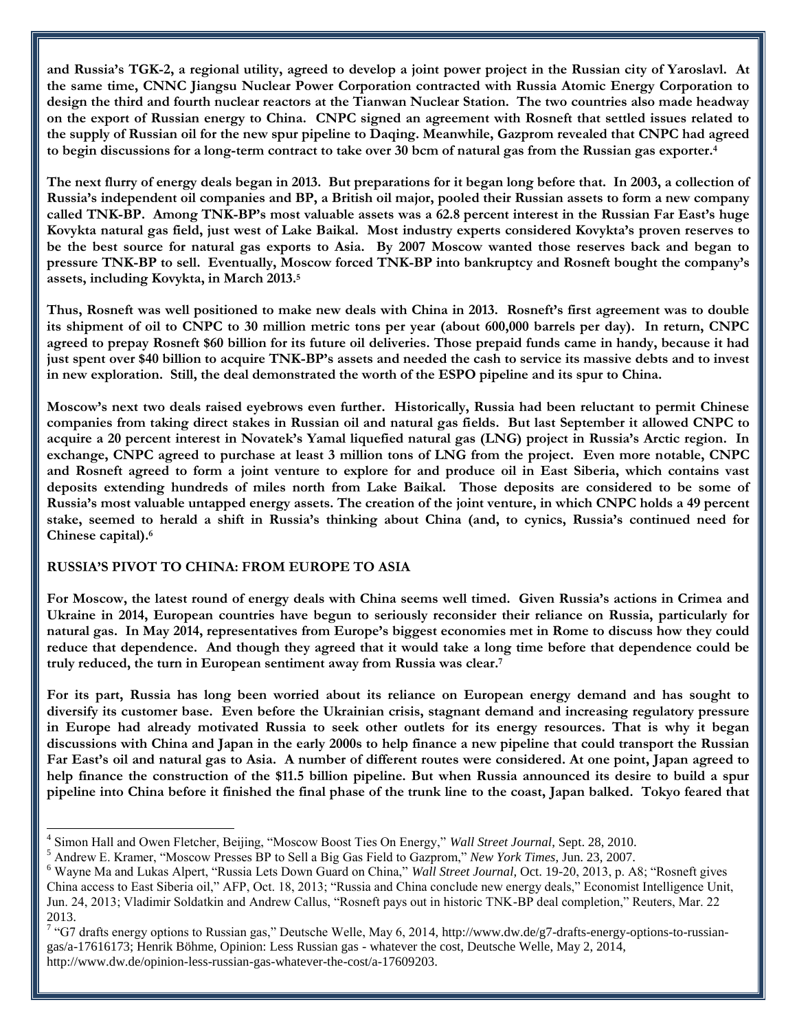**and Russia's TGK-2, a regional utility, agreed to develop a joint power project in the Russian city of Yaroslavl. At the same time, CNNC Jiangsu Nuclear Power Corporation contracted with Russia Atomic Energy Corporation to design the third and fourth nuclear reactors at the Tianwan Nuclear Station. The two countries also made headway on the export of Russian energy to China. CNPC signed an agreement with Rosneft that settled issues related to the supply of Russian oil for the new spur pipeline to Daqing. Meanwhile, Gazprom revealed that CNPC had agreed to begin discussions for a long-term contract to take over 30 bcm of natural gas from the Russian gas exporter.[4]**

**The next flurry of energy deals began in 2013. But preparations for it began long before that. In 2003, a collection of Russia's independent oil companies and BP, a British oil major, pooled their Russian assets to form a new company called TNK-BP. Among TNK-BP's most valuable assets was a 62.8 percent interest in the Russian Far East's huge Kovykta natural gas field, just west of Lake Baikal. Most industry experts considered Kovykta's proven reserves to be the best source for natural gas exports to Asia. By 2007 Moscow wanted those reserves back and began to pressure TNK-BP to sell. Eventually, Moscow forced TNK-BP into bankruptcy and Rosneft bought the company's assets, including Kovykta, in March 2013.[5]**

**Thus, Rosneft was well positioned to make new deals with China in 2013. Rosneft's first agreement was to double its shipment of oil to CNPC to 30 million metric tons per year (about 600,000 barrels per day). In return, CNPC agreed to prepay Rosneft $60 billion for its future oil deliveries. Those prepaid funds came in handy, because it had just spent over $40 billion to acquire TNK-BP's assets and needed the cash to service its massive debts and to invest in new exploration. Still, the deal demonstrated the worth of the ESPO pipeline and its spur to China.**

**Moscow's next two deals raised eyebrows even further. Historically, Russia had been reluctant to permit Chinese companies from taking direct stakes in Russian oil and natural gas fields. But last September it allowed CNPC to acquire a 20 percent interest in Novatek's Yamal liquefied natural gas (LNG) project in Russia's Arctic region. In exchange, CNPC agreed to purchase at least 3 million tons of LNG from the project. Even more notable, CNPC and Rosneft agreed to form a joint venture to explore for and produce oil in East Siberia, which contains vast deposits extending hundreds of miles north from Lake Baikal. Those deposits are considered to be some of Russia's most valuable untapped energy assets. The creation of the joint venture, in which CNPC holds a 49 percent stake, seemed to herald a shift in Russia's thinking about China (and, to cynics, Russia's continued need for Chinese capital).[6]**

## RUSSIA'S PIVOT TO CHINA: FROM EUROPE TO ASIA

**For Moscow, the latest round of energy deals with China seems well timed. Given Russia's actions in Crimea and Ukraine in 2014, European countries have begun to seriously reconsider their reliance on Russia, particularly for natural gas. In May 2014, representatives from Europe's biggest economies met in Rome to discuss how they could reduce that dependence. And though they agreed that it would take a long time before that dependence could be truly reduced, the turn in European sentiment away from Russia was clear.[7]**

**For its part, Russia has long been worried about its reliance on European energy demand and has sought to diversify its customer base. Even before the Ukrainian crisis, stagnant demand and increasing regulatory pressure in Europe had already motivated Russia to seek other outlets for its energy resources. That is why it began discussions with China and Japan in the early 2000s to help finance a new pipeline that could transport the Russian Far East's oil and natural gas to Asia. A number of different routes were considered. At one point, Japan agreed to help finance the construction of the $11.5 billion pipeline. But when Russia announced its desire to build a spur pipeline into China before it finished the final phase of the trunk line to the coast, Japan balked. Tokyo feared that**

---

[4] Simon Hall and Owen Fletcher, Beijing, "Moscow Boost Ties On Energy," *Wall Street Journal*, Sept. 28, 2010.

[5] Andrew E. Kramer, "Moscow Presses BP to Sell a Big Gas Field to Gazprom," *New York Times*, Jun. 23, 2007.

[6] Wayne Ma and Lukas Alpert, "Russia Lets Down Guard on China," *Wall Street Journal*, Oct. 19-20, 2013, p. A8; "Rosneft gives China access to East Siberia oil," AFP, Oct. 18, 2013; "Russia and China conclude new energy deals," Economist Intelligence Unit, Jun. 24, 2013; Vladimir Soldatkin and Andrew Callus, "Rosneft pays out in historic TNK-BP deal completion," Reuters, Mar. 22 2013.

[7] "G7 drafts energy options to Russian gas," Deutsche Welle, May 6, 2014, http://www.dw.de/g7-drafts-energy-options-to-russian-gas/a-17616173; Henrik Böhme, Opinion: Less Russian gas - whatever the cost, Deutsche Welle, May 2, 2014, http://www.dw.de/opinion-less-russian-gas-whatever-the-cost/a-17609203.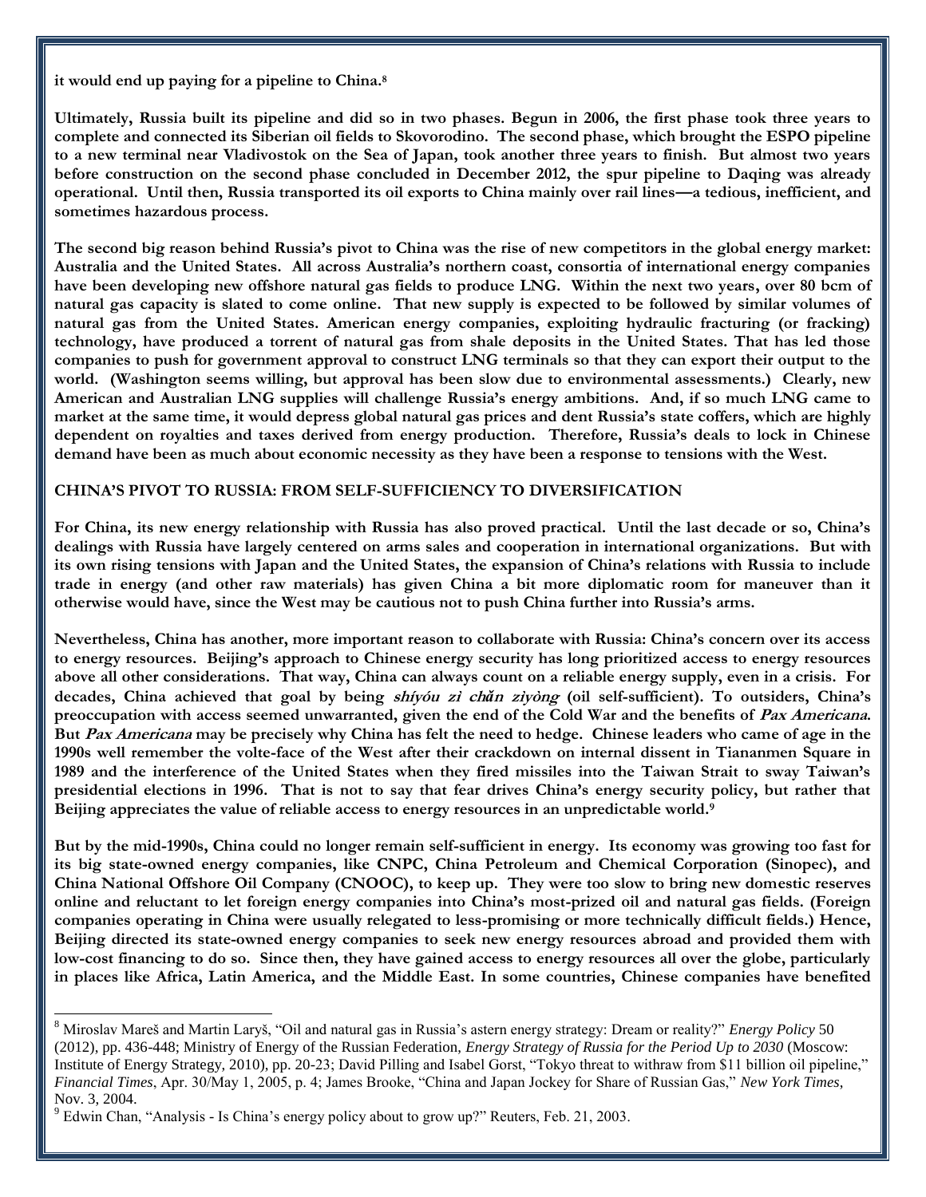**it would end up paying for a pipeline to China.[8]**

**Ultimately, Russia built its pipeline and did so in two phases. Begun in 2006, the first phase took three years to complete and connected its Siberian oil fields to Skovorodino. The second phase, which brought the ESPO pipeline to a new terminal near Vladivostok on the Sea of Japan, took another three years to finish. But almost two years before construction on the second phase concluded in December 2012, the spur pipeline to Daqing was already operational. Until then, Russia transported its oil exports to China mainly over rail lines—a tedious, inefficient, and sometimes hazardous process.**

**The second big reason behind Russia's pivot to China was the rise of new competitors in the global energy market: Australia and the United States. All across Australia's northern coast, consortia of international energy companies have been developing new offshore natural gas fields to produce LNG. Within the next two years, over 80 bcm of natural gas capacity is slated to come online. That new supply is expected to be followed by similar volumes of natural gas from the United States. American energy companies, exploiting hydraulic fracturing (or fracking) technology, have produced a torrent of natural gas from shale deposits in the United States. That has led those companies to push for government approval to construct LNG terminals so that they can export their output to the world. (Washington seems willing, but approval has been slow due to environmental assessments.) Clearly, new American and Australian LNG supplies will challenge Russia's energy ambitions. And, if so much LNG came to market at the same time, it would depress global natural gas prices and dent Russia's state coffers, which are highly dependent on royalties and taxes derived from energy production. Therefore, Russia's deals to lock in Chinese demand have been as much about economic necessity as they have been a response to tensions with the West.**

## CHINA'S PIVOT TO RUSSIA: FROM SELF-SUFFICIENCY TO DIVERSIFICATION

**For China, its new energy relationship with Russia has also proved practical. Until the last decade or so, China's dealings with Russia have largely centered on arms sales and cooperation in international organizations. But with its own rising tensions with Japan and the United States, the expansion of China's relations with Russia to include trade in energy (and other raw materials) has given China a bit more diplomatic room for maneuver than it otherwise would have, since the West may be cautious not to push China further into Russia's arms.**

**Nevertheless, China has another, more important reason to collaborate with Russia: China's concern over its access to energy resources. Beijing's approach to Chinese energy security has long prioritized access to energy resources above all other considerations. That way, China can always count on a reliable energy supply, even in a crisis. For decades, China achieved that goal by being *shíyóu zì chǎn zìyòng* (oil self-sufficient). To outsiders, China's preoccupation with access seemed unwarranted, given the end of the Cold War and the benefits of *Pax Americana*. But *Pax Americana* may be precisely why China has felt the need to hedge. Chinese leaders who came of age in the 1990s well remember the volte-face of the West after their crackdown on internal dissent in Tiananmen Square in 1989 and the interference of the United States when they fired missiles into the Taiwan Strait to sway Taiwan's presidential elections in 1996. That is not to say that fear drives China's energy security policy, but rather that Beijing appreciates the value of reliable access to energy resources in an unpredictable world.[9]**

**But by the mid-1990s, China could no longer remain self-sufficient in energy. Its economy was growing too fast for its big state-owned energy companies, like CNPC, China Petroleum and Chemical Corporation (Sinopec), and China National Offshore Oil Company (CNOOC), to keep up. They were too slow to bring new domestic reserves online and reluctant to let foreign energy companies into China's most-prized oil and natural gas fields. (Foreign companies operating in China were usually relegated to less-promising or more technically difficult fields.) Hence, Beijing directed its state-owned energy companies to seek new energy resources abroad and provided them with low-cost financing to do so. Since then, they have gained access to energy resources all over the globe, particularly in places like Africa, Latin America, and the Middle East. In some countries, Chinese companies have benefited**

---

[8] Miroslav Mareš and Martin Laryš, "Oil and natural gas in Russia's astern energy strategy: Dream or reality?" *Energy Policy* 50 (2012), pp. 436-448; Ministry of Energy of the Russian Federation, *Energy Strategy of Russia for the Period Up to 2030* (Moscow: Institute of Energy Strategy, 2010), pp. 20-23; David Pilling and Isabel Gorst, "Tokyo threat to withraw from $11 billion oil pipeline," *Financial Times*, Apr. 30/May 1, 2005, p. 4; James Brooke, "China and Japan Jockey for Share of Russian Gas," *New York Times*, Nov. 3, 2004.

[9] Edwin Chan, "Analysis - Is China's energy policy about to grow up?" Reuters, Feb. 21, 2003.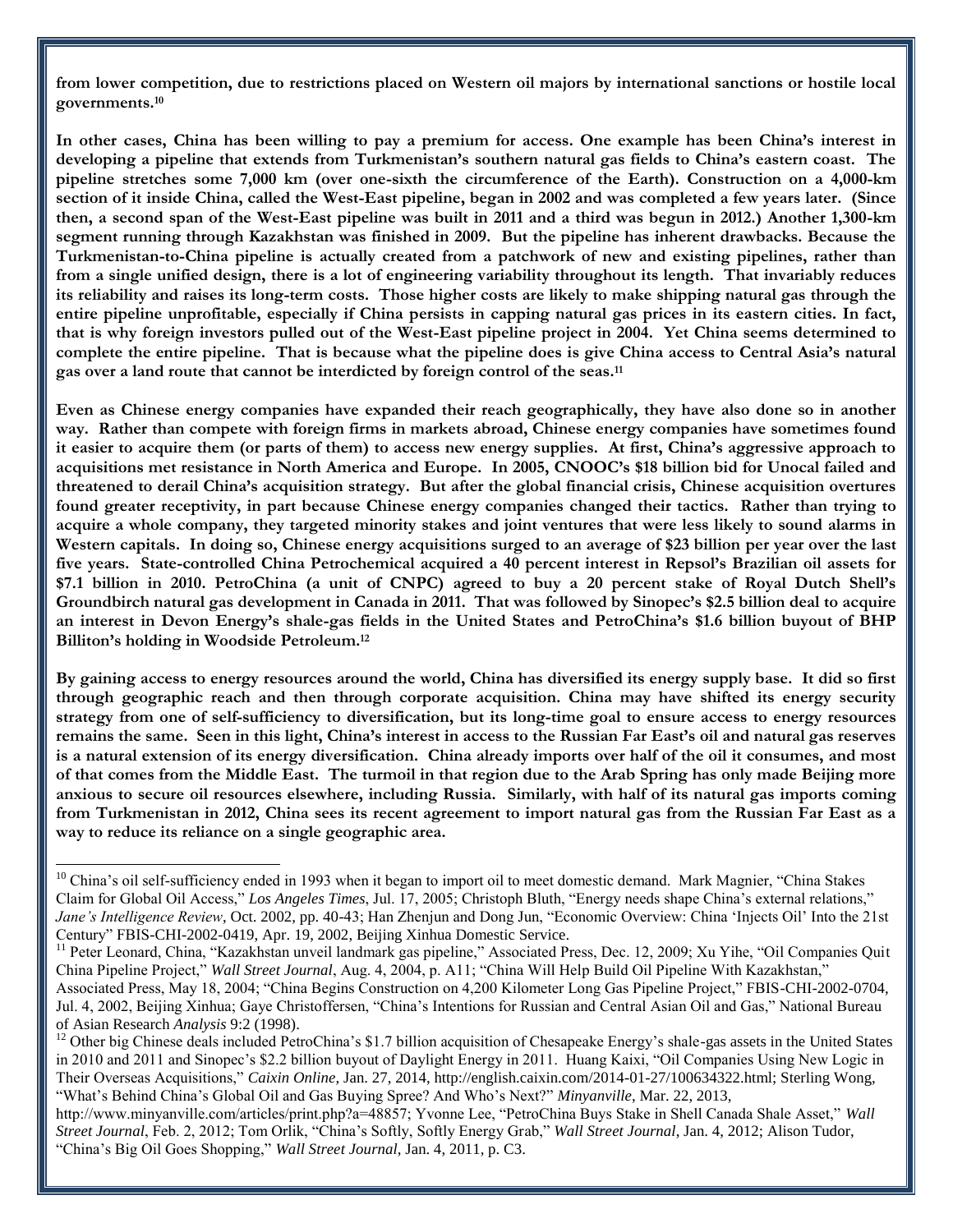**from lower competition, due to restrictions placed on Western oil majors by international sanctions or hostile local governments.[10]**

**In other cases, China has been willing to pay a premium for access. One example has been China's interest in developing a pipeline that extends from Turkmenistan's southern natural gas fields to China's eastern coast. The pipeline stretches some 7,000 km (over one-sixth the circumference of the Earth). Construction on a 4,000-km section of it inside China, called the West-East pipeline, began in 2002 and was completed a few years later. (Since then, a second span of the West-East pipeline was built in 2011 and a third was begun in 2012.) Another 1,300-km segment running through Kazakhstan was finished in 2009. But the pipeline has inherent drawbacks. Because the Turkmenistan-to-China pipeline is actually created from a patchwork of new and existing pipelines, rather than from a single unified design, there is a lot of engineering variability throughout its length. That invariably reduces its reliability and raises its long-term costs. Those higher costs are likely to make shipping natural gas through the entire pipeline unprofitable, especially if China persists in capping natural gas prices in its eastern cities. In fact, that is why foreign investors pulled out of the West-East pipeline project in 2004. Yet China seems determined to complete the entire pipeline. That is because what the pipeline does is give China access to Central Asia's natural gas over a land route that cannot be interdicted by foreign control of the seas.[11]**

**Even as Chinese energy companies have expanded their reach geographically, they have also done so in another way. Rather than compete with foreign firms in markets abroad, Chinese energy companies have sometimes found it easier to acquire them (or parts of them) to access new energy supplies. At first, China's aggressive approach to acquisitions met resistance in North America and Europe. In 2005, CNOOC's $18 billion bid for Unocal failed and threatened to derail China's acquisition strategy. But after the global financial crisis, Chinese acquisition overtures found greater receptivity, in part because Chinese energy companies changed their tactics. Rather than trying to acquire a whole company, they targeted minority stakes and joint ventures that were less likely to sound alarms in Western capitals. In doing so, Chinese energy acquisitions surged to an average of $23 billion per year over the last five years. State-controlled China Petrochemical acquired a 40 percent interest in Repsol's Brazilian oil assets for $7.1 billion in 2010. PetroChina (a unit of CNPC) agreed to buy a 20 percent stake of Royal Dutch Shell's Groundbirch natural gas development in Canada in 2011. That was followed by Sinopec's $2.5 billion deal to acquire an interest in Devon Energy's shale-gas fields in the United States and PetroChina's $1.6 billion buyout of BHP Billiton's holding in Woodside Petroleum.[12]**

**By gaining access to energy resources around the world, China has diversified its energy supply base. It did so first through geographic reach and then through corporate acquisition. China may have shifted its energy security strategy from one of self-sufficiency to diversification, but its long-time goal to ensure access to energy resources remains the same. Seen in this light, China's interest in access to the Russian Far East's oil and natural gas reserves is a natural extension of its energy diversification. China already imports over half of the oil it consumes, and most of that comes from the Middle East. The turmoil in that region due to the Arab Spring has only made Beijing more anxious to secure oil resources elsewhere, including Russia. Similarly, with half of its natural gas imports coming from Turkmenistan in 2012, China sees its recent agreement to import natural gas from the Russian Far East as a way to reduce its reliance on a single geographic area.**

---

[10] China's oil self-sufficiency ended in 1993 when it began to import oil to meet domestic demand. Mark Magnier, "China Stakes Claim for Global Oil Access," *Los Angeles Times*, Jul. 17, 2005; Christoph Bluth, "Energy needs shape China's external relations," *Jane's Intelligence Review*, Oct. 2002, pp. 40-43; Han Zhenjun and Dong Jun, "Economic Overview: China 'Injects Oil' Into the 21st Century" FBIS-CHI-2002-0419, Apr. 19, 2002, Beijing Xinhua Domestic Service.

[11] Peter Leonard, China, "Kazakhstan unveil landmark gas pipeline," Associated Press, Dec. 12, 2009; Xu Yihe, "Oil Companies Quit China Pipeline Project," *Wall Street Journal*, Aug. 4, 2004, p. A11; "China Will Help Build Oil Pipeline With Kazakhstan," Associated Press, May 18, 2004; "China Begins Construction on 4,200 Kilometer Long Gas Pipeline Project," FBIS-CHI-2002-0704, Jul. 4, 2002, Beijing Xinhua; Gaye Christoffersen, "China's Intentions for Russian and Central Asian Oil and Gas," National Bureau of Asian Research *Analysis* 9:2 (1998).

[12] Other big Chinese deals included PetroChina's $1.7 billion acquisition of Chesapeake Energy's shale-gas assets in the United States in 2010 and 2011 and Sinopec's $2.2 billion buyout of Daylight Energy in 2011. Huang Kaixi, "Oil Companies Using New Logic in Their Overseas Acquisitions," *Caixin Online*, Jan. 27, 2014, http://english.caixin.com/2014-01-27/100634322.html; Sterling Wong, "What's Behind China's Global Oil and Gas Buying Spree? And Who's Next?" *Minyanville*, Mar. 22, 2013, http://www.minyanville.com/articles/print.php?a=48857; Yvonne Lee, "PetroChina Buys Stake in Shell Canada Shale Asset," *Wall Street Journal*, Feb. 2, 2012; Tom Orlik, "China's Softly, Softly Energy Grab," *Wall Street Journal*, Jan. 4, 2012; Alison Tudor, "China's Big Oil Goes Shopping," *Wall Street Journal*, Jan. 4, 2011, p. C3.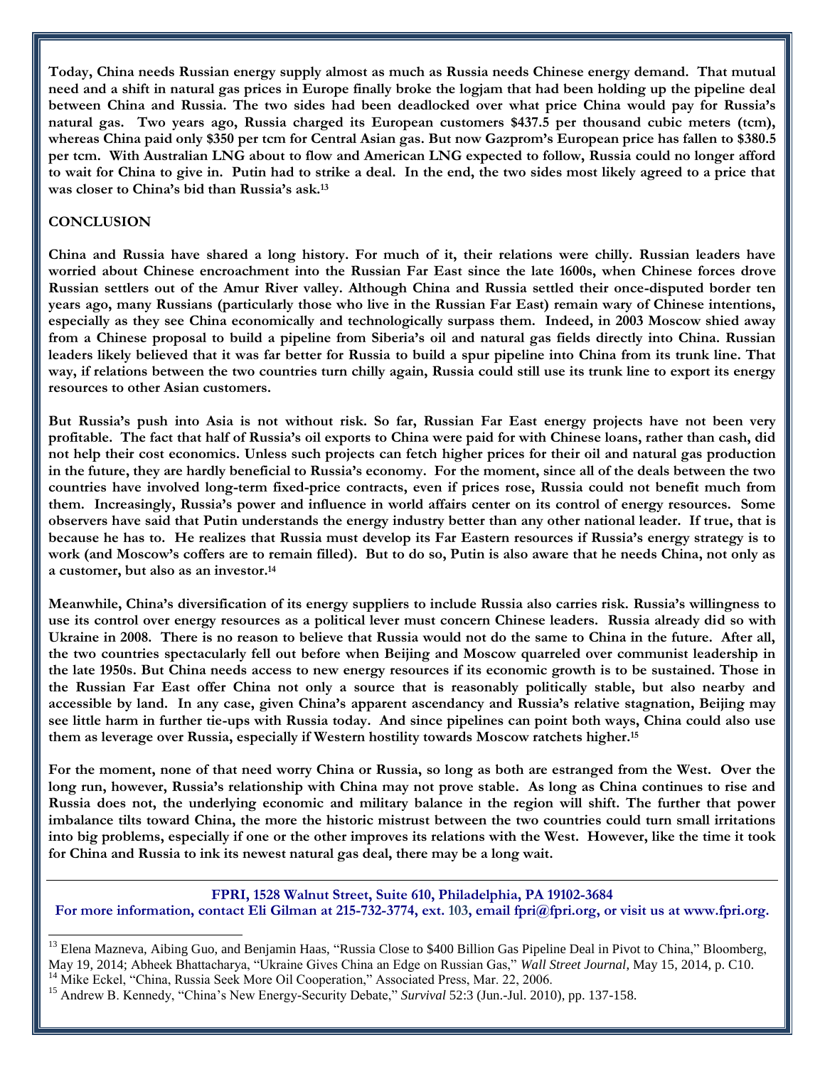**Today, China needs Russian energy supply almost as much as Russia needs Chinese energy demand. That mutual need and a shift in natural gas prices in Europe finally broke the logjam that had been holding up the pipeline deal between China and Russia. The two sides had been deadlocked over what price China would pay for Russia's natural gas. Two years ago, Russia charged its European customers $437.5 per thousand cubic meters (tcm), whereas China paid only $350 per tcm for Central Asian gas. But now Gazprom's European price has fallen to $380.5 per tcm. With Australian LNG about to flow and American LNG expected to follow, Russia could no longer afford to wait for China to give in. Putin had to strike a deal. In the end, the two sides most likely agreed to a price that was closer to China's bid than Russia's ask.[13]**

## CONCLUSION

**China and Russia have shared a long history. For much of it, their relations were chilly. Russian leaders have worried about Chinese encroachment into the Russian Far East since the late 1600s, when Chinese forces drove Russian settlers out of the Amur River valley. Although China and Russia settled their once-disputed border ten years ago, many Russians (particularly those who live in the Russian Far East) remain wary of Chinese intentions, especially as they see China economically and technologically surpass them. Indeed, in 2003 Moscow shied away from a Chinese proposal to build a pipeline from Siberia's oil and natural gas fields directly into China. Russian leaders likely believed that it was far better for Russia to build a spur pipeline into China from its trunk line. That way, if relations between the two countries turn chilly again, Russia could still use its trunk line to export its energy resources to other Asian customers.**

**But Russia's push into Asia is not without risk. So far, Russian Far East energy projects have not been very profitable. The fact that half of Russia's oil exports to China were paid for with Chinese loans, rather than cash, did not help their cost economics. Unless such projects can fetch higher prices for their oil and natural gas production in the future, they are hardly beneficial to Russia's economy. For the moment, since all of the deals between the two countries have involved long-term fixed-price contracts, even if prices rose, Russia could not benefit much from them. Increasingly, Russia's power and influence in world affairs center on its control of energy resources. Some observers have said that Putin understands the energy industry better than any other national leader. If true, that is because he has to. He realizes that Russia must develop its Far Eastern resources if Russia's energy strategy is to work (and Moscow's coffers are to remain filled). But to do so, Putin is also aware that he needs China, not only as a customer, but also as an investor.[14]**

**Meanwhile, China's diversification of its energy suppliers to include Russia also carries risk. Russia's willingness to use its control over energy resources as a political lever must concern Chinese leaders. Russia already did so with Ukraine in 2008. There is no reason to believe that Russia would not do the same to China in the future. After all, the two countries spectacularly fell out before when Beijing and Moscow quarreled over communist leadership in the late 1950s. But China needs access to new energy resources if its economic growth is to be sustained. Those in the Russian Far East offer China not only a source that is reasonably politically stable, but also nearby and accessible by land. In any case, given China's apparent ascendancy and Russia's relative stagnation, Beijing may see little harm in further tie-ups with Russia today. And since pipelines can point both ways, China could also use them as leverage over Russia, especially if Western hostility towards Moscow ratchets higher.[15]**

**For the moment, none of that need worry China or Russia, so long as both are estranged from the West. Over the long run, however, Russia's relationship with China may not prove stable. As long as China continues to rise and Russia does not, the underlying economic and military balance in the region will shift. The further that power imbalance tilts toward China, the more the historic mistrust between the two countries could turn small irritations into big problems, especially if one or the other improves its relations with the West. However, like the time it took for China and Russia to ink its newest natural gas deal, there may be a long wait.**

---

**FPRI, 1528 Walnut Street, Suite 610, Philadelphia, PA 19102-3684**
**For more information, contact Eli Gilman at 215-732-3774, ext. 103, email fpri@fpri.org, or visit us at www.fpri.org.**

---

[13] Elena Mazneva, Aibing Guo, and Benjamin Haas, "Russia Close to $400 Billion Gas Pipeline Deal in Pivot to China," Bloomberg, May 19, 2014; Abheek Bhattacharya, "Ukraine Gives China an Edge on Russian Gas," *Wall Street Journal*, May 15, 2014, p. C10.

[14] Mike Eckel, "China, Russia Seek More Oil Cooperation," Associated Press, Mar. 22, 2006.

[15] Andrew B. Kennedy, "China's New Energy-Security Debate," *Survival* 52:3 (Jun.-Jul. 2010), pp. 137-158.